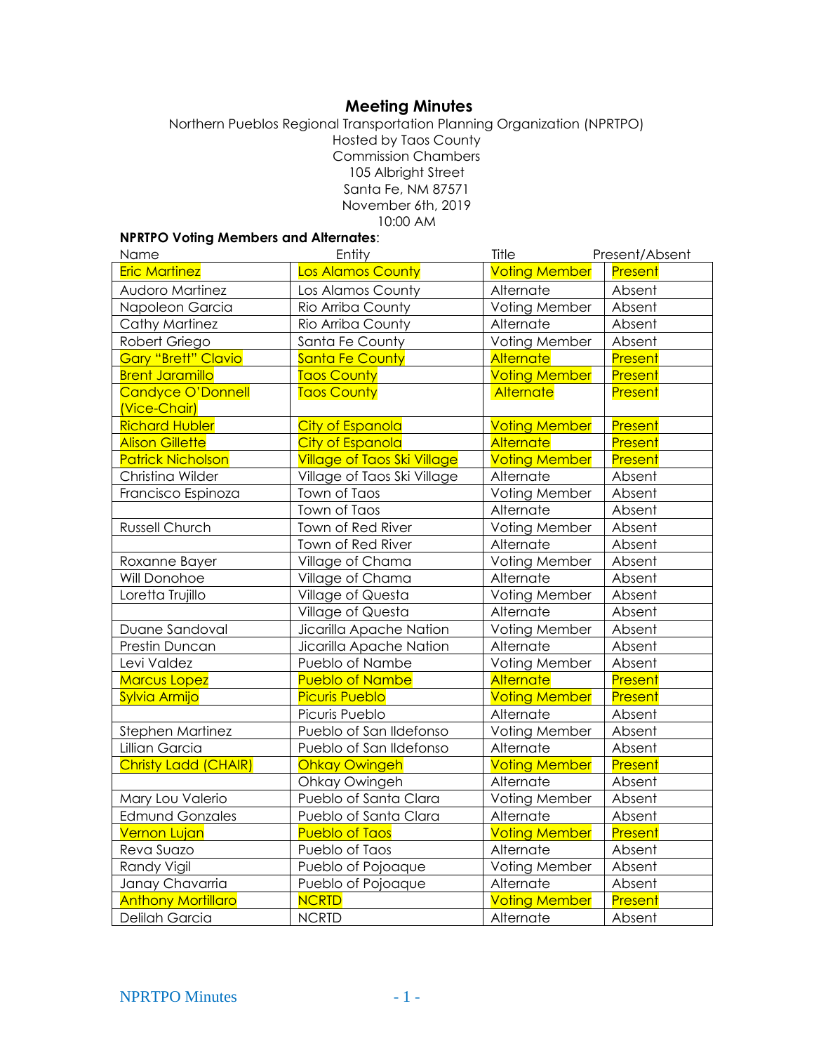# Meeting Minutes

Northern Pueblos Regional Transportation Planning Organization (NPRTPO)
Hosted by Taos County
Commission Chambers
105 Albright Street
Santa Fe, NM 87571
November 6th, 2019
10:00 AM

**NPRTPO Voting Members and Alternates**:

| Name | Entity | Title | Present/Absent |
|---|---|---|---|
| Eric Martinez | Los Alamos County | Voting Member | Present |
| Audoro Martinez | Los Alamos County | Alternate | Absent |
| Napoleon Garcia | Rio Arriba County | Voting Member | Absent |
| Cathy Martinez | Rio Arriba County | Alternate | Absent |
| Robert Griego | Santa Fe County | Voting Member | Absent |
| Gary "Brett" Clavio | Santa Fe County | Alternate | Present |
| Brent Jaramillo | Taos County | Voting Member | Present |
| Candyce O'Donnell (Vice-Chair) | Taos County | Alternate | Present |
| Richard Hubler | City of Espanola | Voting Member | Present |
| Alison Gillette | City of Espanola | Alternate | Present |
| Patrick Nicholson | Village of Taos Ski Village | Voting Member | Present |
| Christina Wilder | Village of Taos Ski Village | Alternate | Absent |
| Francisco Espinoza | Town of Taos | Voting Member | Absent |
| | Town of Taos | Alternate | Absent |
| Russell Church | Town of Red River | Voting Member | Absent |
| | Town of Red River | Alternate | Absent |
| Roxanne Bayer | Village of Chama | Voting Member | Absent |
| Will Donohoe | Village of Chama | Alternate | Absent |
| Loretta Trujillo | Village of Questa | Voting Member | Absent |
| | Village of Questa | Alternate | Absent |
| Duane Sandoval | Jicarilla Apache Nation | Voting Member | Absent |
| Prestin Duncan | Jicarilla Apache Nation | Alternate | Absent |
| Levi Valdez | Pueblo of Nambe | Voting Member | Absent |
| Marcus Lopez | Pueblo of Nambe | Alternate | Present |
| Sylvia Armijo | Picuris Pueblo | Voting Member | Present |
| | Picuris Pueblo | Alternate | Absent |
| Stephen Martinez | Pueblo of San Ildefonso | Voting Member | Absent |
| Lillian Garcia | Pueblo of San Ildefonso | Alternate | Absent |
| Christy Ladd (CHAIR) | Ohkay Owingeh | Voting Member | Present |
| | Ohkay Owingeh | Alternate | Absent |
| Mary Lou Valerio | Pueblo of Santa Clara | Voting Member | Absent |
| Edmund Gonzales | Pueblo of Santa Clara | Alternate | Absent |
| Vernon Lujan | Pueblo of Taos | Voting Member | Present |
| Reva Suazo | Pueblo of Taos | Alternate | Absent |
| Randy Vigil | Pueblo of Pojoaque | Voting Member | Absent |
| Janay Chavarria | Pueblo of Pojoaque | Alternate | Absent |
| Anthony Mortillaro | NCRTD | Voting Member | Present |
| Delilah Garcia | NCRTD | Alternate | Absent |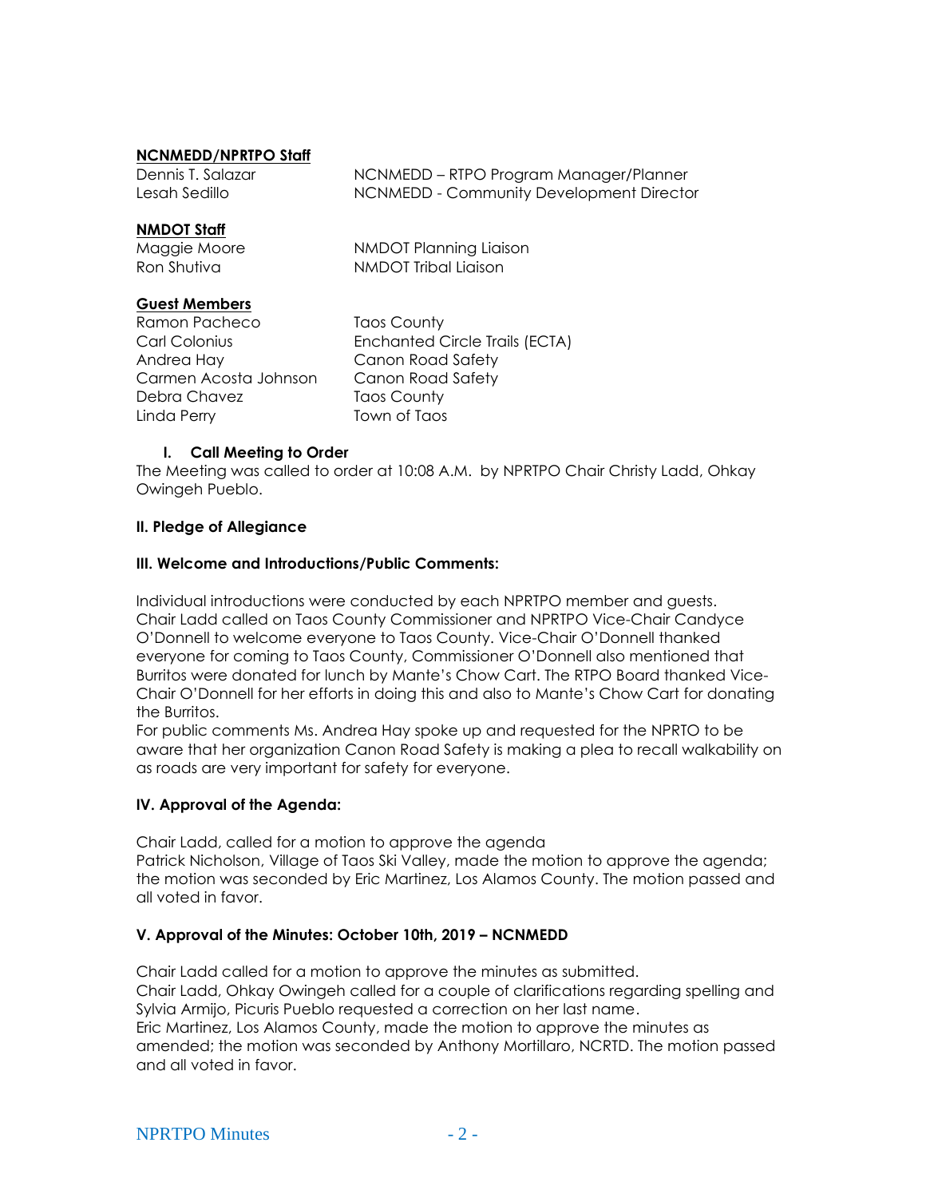**NCNMEDD/NPRTPO Staff**

| | |
|---|---|
| Dennis T. Salazar | NCNMEDD – RTPO Program Manager/Planner |
| Lesah Sedillo | NCNMEDD - Community Development Director |

**NMDOT Staff**

| | |
|---|---|
| Maggie Moore | NMDOT Planning Liaison |
| Ron Shutiva | NMDOT Tribal Liaison |

**Guest Members**

| | |
|---|---|
| Ramon Pacheco | Taos County |
| Carl Colonius | Enchanted Circle Trails (ECTA) |
| Andrea Hay | Canon Road Safety |
| Carmen Acosta Johnson | Canon Road Safety |
| Debra Chavez | Taos County |
| Linda Perry | Town of Taos |

**I. Call Meeting to Order**

The Meeting was called to order at 10:08 A.M. by NPRTPO Chair Christy Ladd, Ohkay Owingeh Pueblo.

**II. Pledge of Allegiance**

**III. Welcome and Introductions/Public Comments:**

Individual introductions were conducted by each NPRTPO member and guests. Chair Ladd called on Taos County Commissioner and NPRTPO Vice-Chair Candyce O'Donnell to welcome everyone to Taos County. Vice-Chair O'Donnell thanked everyone for coming to Taos County, Commissioner O'Donnell also mentioned that Burritos were donated for lunch by Mante's Chow Cart. The RTPO Board thanked Vice-Chair O'Donnell for her efforts in doing this and also to Mante's Chow Cart for donating the Burritos.
For public comments Ms. Andrea Hay spoke up and requested for the NPRTO to be aware that her organization Canon Road Safety is making a plea to recall walkability on as roads are very important for safety for everyone.

**IV. Approval of the Agenda:**

Chair Ladd, called for a motion to approve the agenda
Patrick Nicholson, Village of Taos Ski Valley, made the motion to approve the agenda; the motion was seconded by Eric Martinez, Los Alamos County. The motion passed and all voted in favor.

**V. Approval of the Minutes: October 10th, 2019 – NCNMEDD**

Chair Ladd called for a motion to approve the minutes as submitted.
Chair Ladd, Ohkay Owingeh called for a couple of clarifications regarding spelling and Sylvia Armijo, Picuris Pueblo requested a correction on her last name.
Eric Martinez, Los Alamos County, made the motion to approve the minutes as amended; the motion was seconded by Anthony Mortillaro, NCRTD. The motion passed and all voted in favor.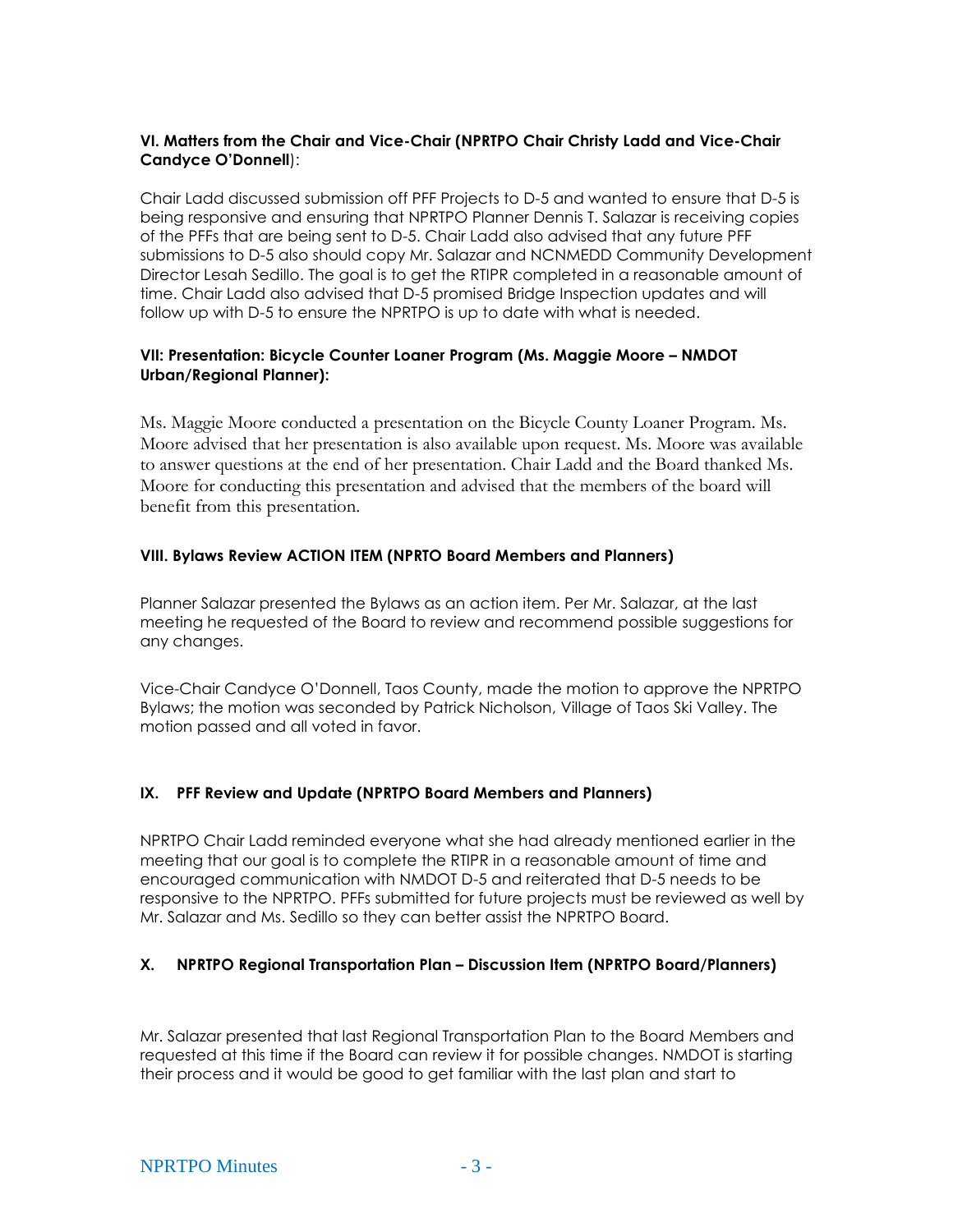**VI. Matters from the Chair and Vice-Chair (NPRTPO Chair Christy Ladd and Vice-Chair Candyce O'Donnell**):

Chair Ladd discussed submission off PFF Projects to D-5 and wanted to ensure that D-5 is being responsive and ensuring that NPRTPO Planner Dennis T. Salazar is receiving copies of the PFFs that are being sent to D-5. Chair Ladd also advised that any future PFF submissions to D-5 also should copy Mr. Salazar and NCNMEDD Community Development Director Lesah Sedillo. The goal is to get the RTIPR completed in a reasonable amount of time. Chair Ladd also advised that D-5 promised Bridge Inspection updates and will follow up with D-5 to ensure the NPRTPO is up to date with what is needed.

**VII: Presentation: Bicycle Counter Loaner Program (Ms. Maggie Moore – NMDOT Urban/Regional Planner):**

Ms. Maggie Moore conducted a presentation on the Bicycle County Loaner Program. Ms. Moore advised that her presentation is also available upon request. Ms. Moore was available to answer questions at the end of her presentation. Chair Ladd and the Board thanked Ms. Moore for conducting this presentation and advised that the members of the board will benefit from this presentation.

**VIII. Bylaws Review ACTION ITEM (NPRTO Board Members and Planners)**

Planner Salazar presented the Bylaws as an action item. Per Mr. Salazar, at the last meeting he requested of the Board to review and recommend possible suggestions for any changes.

Vice-Chair Candyce O'Donnell, Taos County, made the motion to approve the NPRTPO Bylaws; the motion was seconded by Patrick Nicholson, Village of Taos Ski Valley. The motion passed and all voted in favor.

**IX. PFF Review and Update (NPRTPO Board Members and Planners)**

NPRTPO Chair Ladd reminded everyone what she had already mentioned earlier in the meeting that our goal is to complete the RTIPR in a reasonable amount of time and encouraged communication with NMDOT D-5 and reiterated that D-5 needs to be responsive to the NPRTPO. PFFs submitted for future projects must be reviewed as well by Mr. Salazar and Ms. Sedillo so they can better assist the NPRTPO Board.

**X. NPRTPO Regional Transportation Plan – Discussion Item (NPRTPO Board/Planners)**

Mr. Salazar presented that last Regional Transportation Plan to the Board Members and requested at this time if the Board can review it for possible changes. NMDOT is starting their process and it would be good to get familiar with the last plan and start to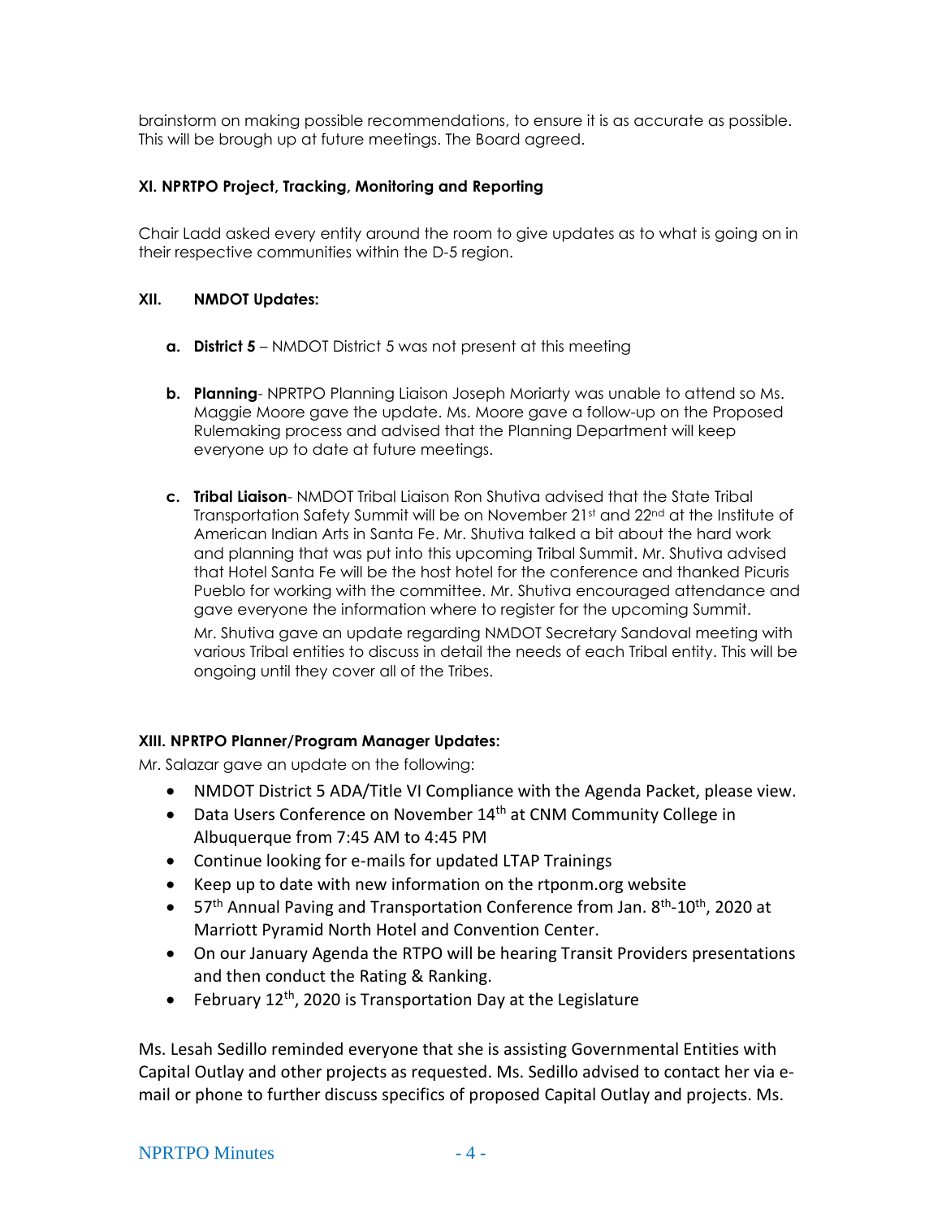brainstorm on making possible recommendations, to ensure it is as accurate as possible. This will be brough up at future meetings. The Board agreed.

**XI. NPRTPO Project, Tracking, Monitoring and Reporting**

Chair Ladd asked every entity around the room to give updates as to what is going on in their respective communities within the D-5 region.

**XII. NMDOT Updates:**

- **a. District 5** – NMDOT District 5 was not present at this meeting

- **b. Planning**- NPRTPO Planning Liaison Joseph Moriarty was unable to attend so Ms. Maggie Moore gave the update. Ms. Moore gave a follow-up on the Proposed Rulemaking process and advised that the Planning Department will keep everyone up to date at future meetings.

- **c. Tribal Liaison**- NMDOT Tribal Liaison Ron Shutiva advised that the State Tribal Transportation Safety Summit will be on November 21st and 22nd at the Institute of American Indian Arts in Santa Fe. Mr. Shutiva talked a bit about the hard work and planning that was put into this upcoming Tribal Summit. Mr. Shutiva advised that Hotel Santa Fe will be the host hotel for the conference and thanked Picuris Pueblo for working with the committee. Mr. Shutiva encouraged attendance and gave everyone the information where to register for the upcoming Summit.

  Mr. Shutiva gave an update regarding NMDOT Secretary Sandoval meeting with various Tribal entities to discuss in detail the needs of each Tribal entity. This will be ongoing until they cover all of the Tribes.

**XIII. NPRTPO Planner/Program Manager Updates:**

Mr. Salazar gave an update on the following:

- NMDOT District 5 ADA/Title VI Compliance with the Agenda Packet, please view.
- Data Users Conference on November 14th at CNM Community College in Albuquerque from 7:45 AM to 4:45 PM
- Continue looking for e-mails for updated LTAP Trainings
- Keep up to date with new information on the rtponm.org website
- 57th Annual Paving and Transportation Conference from Jan. 8th-10th, 2020 at Marriott Pyramid North Hotel and Convention Center.
- On our January Agenda the RTPO will be hearing Transit Providers presentations and then conduct the Rating & Ranking.
- February 12th, 2020 is Transportation Day at the Legislature

Ms. Lesah Sedillo reminded everyone that she is assisting Governmental Entities with Capital Outlay and other projects as requested. Ms. Sedillo advised to contact her via e-mail or phone to further discuss specifics of proposed Capital Outlay and projects. Ms.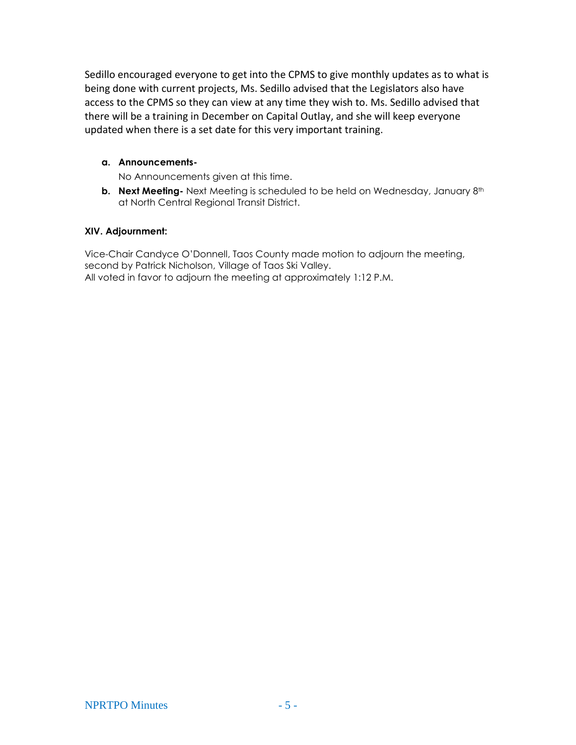Sedillo encouraged everyone to get into the CPMS to give monthly updates as to what is being done with current projects, Ms. Sedillo advised that the Legislators also have access to the CPMS so they can view at any time they wish to. Ms. Sedillo advised that there will be a training in December on Capital Outlay, and she will keep everyone updated when there is a set date for this very important training.

**a. Announcements-**

No Announcements given at this time.

**b. Next Meeting-** Next Meeting is scheduled to be held on Wednesday, January 8th at North Central Regional Transit District.

**XIV. Adjournment:**

Vice-Chair Candyce O'Donnell, Taos County made motion to adjourn the meeting, second by Patrick Nicholson, Village of Taos Ski Valley.
All voted in favor to adjourn the meeting at approximately 1:12 P.M.